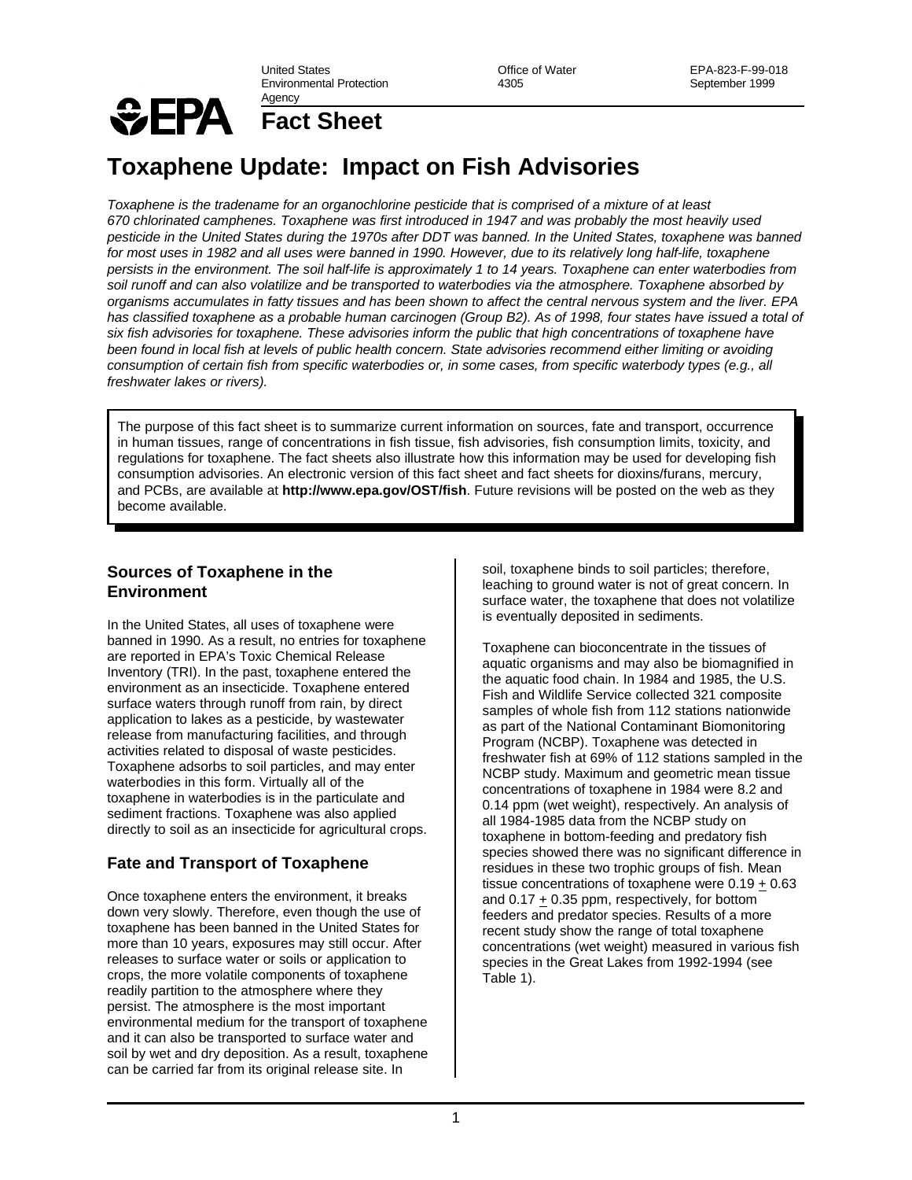United States Environmental Protection Agency | Office of Water 4305 | EPA-823-F-99-018 September 1999

# Fact Sheet

# Toxaphene Update: Impact on Fish Advisories

*Toxaphene is the tradename for an organochlorine pesticide that is comprised of a mixture of at least 670 chlorinated camphenes. Toxaphene was first introduced in 1947 and was probably the most heavily used pesticide in the United States during the 1970s after DDT was banned. In the United States, toxaphene was banned for most uses in 1982 and all uses were banned in 1990. However, due to its relatively long half-life, toxaphene persists in the environment. The soil half-life is approximately 1 to 14 years. Toxaphene can enter waterbodies from soil runoff and can also volatilize and be transported to waterbodies via the atmosphere. Toxaphene absorbed by organisms accumulates in fatty tissues and has been shown to affect the central nervous system and the liver. EPA has classified toxaphene as a probable human carcinogen (Group B2). As of 1998, four states have issued a total of six fish advisories for toxaphene. These advisories inform the public that high concentrations of toxaphene have been found in local fish at levels of public health concern. State advisories recommend either limiting or avoiding consumption of certain fish from specific waterbodies or, in some cases, from specific waterbody types (e.g., all freshwater lakes or rivers).*

> The purpose of this fact sheet is to summarize current information on sources, fate and transport, occurrence in human tissues, range of concentrations in fish tissue, fish advisories, fish consumption limits, toxicity, and regulations for toxaphene. The fact sheets also illustrate how this information may be used for developing fish consumption advisories. An electronic version of this fact sheet and fact sheets for dioxins/furans, mercury, and PCBs, are available at **http://www.epa.gov/OST/fish**. Future revisions will be posted on the web as they become available.

## Sources of Toxaphene in the Environment

In the United States, all uses of toxaphene were banned in 1990. As a result, no entries for toxaphene are reported in EPA's Toxic Chemical Release Inventory (TRI). In the past, toxaphene entered the environment as an insecticide. Toxaphene entered surface waters through runoff from rain, by direct application to lakes as a pesticide, by wastewater release from manufacturing facilities, and through activities related to disposal of waste pesticides. Toxaphene adsorbs to soil particles, and may enter waterbodies in this form. Virtually all of the toxaphene in waterbodies is in the particulate and sediment fractions. Toxaphene was also applied directly to soil as an insecticide for agricultural crops.

## Fate and Transport of Toxaphene

Once toxaphene enters the environment, it breaks down very slowly. Therefore, even though the use of toxaphene has been banned in the United States for more than 10 years, exposures may still occur. After releases to surface water or soils or application to crops, the more volatile components of toxaphene readily partition to the atmosphere where they persist. The atmosphere is the most important environmental medium for the transport of toxaphene and it can also be transported to surface water and soil by wet and dry deposition. As a result, toxaphene can be carried far from its original release site. In soil, toxaphene binds to soil particles; therefore, leaching to ground water is not of great concern. In surface water, the toxaphene that does not volatilize is eventually deposited in sediments.

Toxaphene can bioconcentrate in the tissues of aquatic organisms and may also be biomagnified in the aquatic food chain. In 1984 and 1985, the U.S. Fish and Wildlife Service collected 321 composite samples of whole fish from 112 stations nationwide as part of the National Contaminant Biomonitoring Program (NCBP). Toxaphene was detected in freshwater fish at 69% of 112 stations sampled in the NCBP study. Maximum and geometric mean tissue concentrations of toxaphene in 1984 were 8.2 and 0.14 ppm (wet weight), respectively. An analysis of all 1984-1985 data from the NCBP study on toxaphene in bottom-feeding and predatory fish species showed there was no significant difference in residues in these two trophic groups of fish. Mean tissue concentrations of toxaphene were $0.19 \pm 0.63$ and $0.17 \pm 0.35$ ppm, respectively, for bottom feeders and predator species. Results of a more recent study show the range of total toxaphene concentrations (wet weight) measured in various fish species in the Great Lakes from 1992-1994 (see Table 1).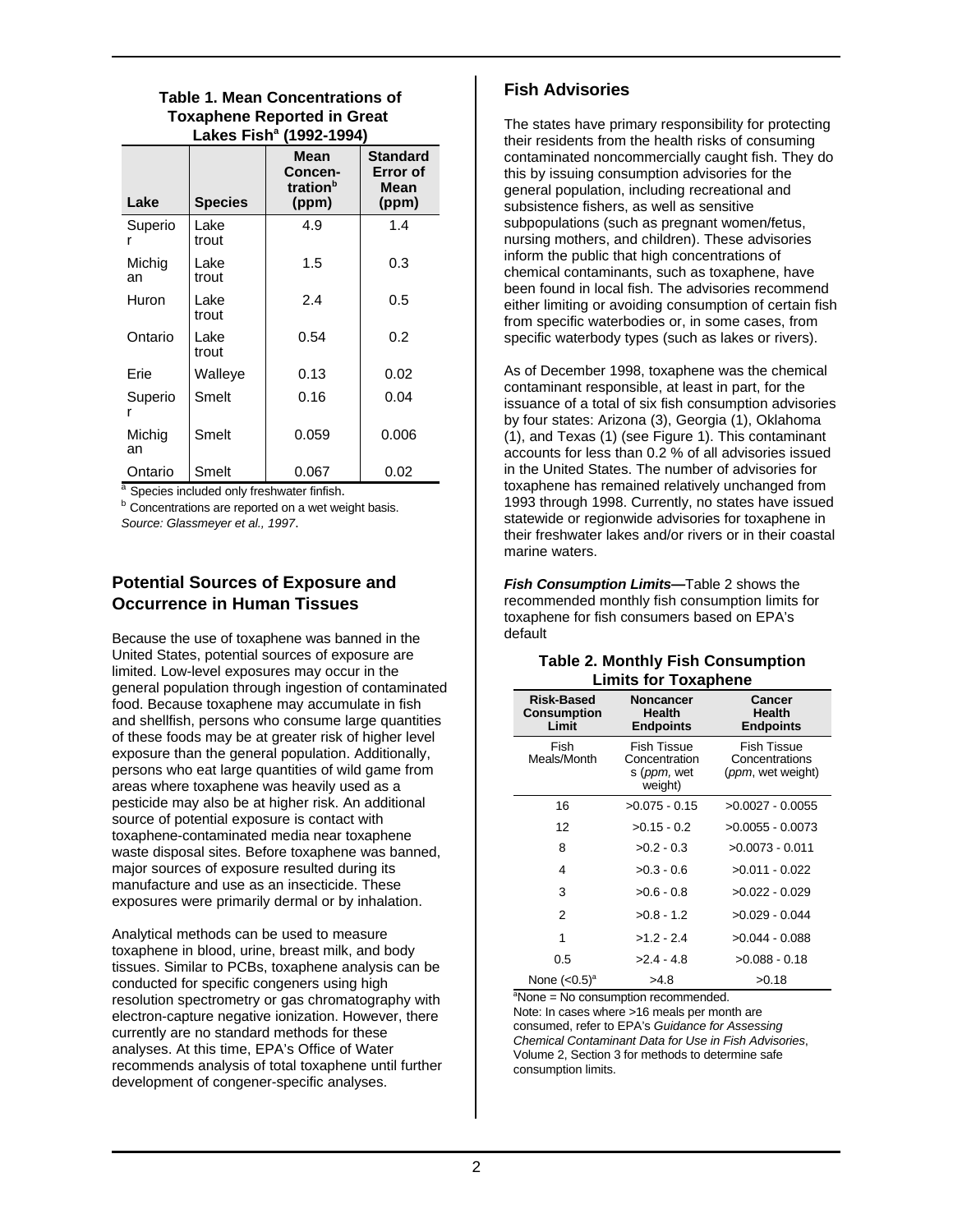**Table 1. Mean Concentrations of Toxaphene Reported in Great Lakes Fish[a] (1992-1994)**

| Lake | Species | Mean Concentration[b] (ppm) | Standard Error of Mean (ppm) |
|---|---|---|---|
| Superior | Lake trout | 4.9 | 1.4 |
| Michigan | Lake trout | 1.5 | 0.3 |
| Huron | Lake trout | 2.4 | 0.5 |
| Ontario | Lake trout | 0.54 | 0.2 |
| Erie | Walleye | 0.13 | 0.02 |
| Superior | Smelt | 0.16 | 0.04 |
| Michigan | Smelt | 0.059 | 0.006 |
| Ontario | Smelt | 0.067 | 0.02 |

[a] Species included only freshwater finfish.
[b] Concentrations are reported on a wet weight basis.
*Source: Glassmeyer et al., 1997*.

## Potential Sources of Exposure and Occurrence in Human Tissues

Because the use of toxaphene was banned in the United States, potential sources of exposure are limited. Low-level exposures may occur in the general population through ingestion of contaminated food. Because toxaphene may accumulate in fish and shellfish, persons who consume large quantities of these foods may be at greater risk of higher level exposure than the general population. Additionally, persons who eat large quantities of wild game from areas where toxaphene was heavily used as a pesticide may also be at higher risk. An additional source of potential exposure is contact with toxaphene-contaminated media near toxaphene waste disposal sites. Before toxaphene was banned, major sources of exposure resulted during its manufacture and use as an insecticide. These exposures were primarily dermal or by inhalation.

Analytical methods can be used to measure toxaphene in blood, urine, breast milk, and body tissues. Similar to PCBs, toxaphene analysis can be conducted for specific congeners using high resolution spectrometry or gas chromatography with electron-capture negative ionization. However, there currently are no standard methods for these analyses. At this time, EPA's Office of Water recommends analysis of total toxaphene until further development of congener-specific analyses.

## Fish Advisories

The states have primary responsibility for protecting their residents from the health risks of consuming contaminated noncommercially caught fish. They do this by issuing consumption advisories for the general population, including recreational and subsistence fishers, as well as sensitive subpopulations (such as pregnant women/fetus, nursing mothers, and children). These advisories inform the public that high concentrations of chemical contaminants, such as toxaphene, have been found in local fish. The advisories recommend either limiting or avoiding consumption of certain fish from specific waterbodies or, in some cases, from specific waterbody types (such as lakes or rivers).

As of December 1998, toxaphene was the chemical contaminant responsible, at least in part, for the issuance of a total of six fish consumption advisories by four states: Arizona (3), Georgia (1), Oklahoma (1), and Texas (1) (see Figure 1). This contaminant accounts for less than 0.2 % of all advisories issued in the United States. The number of advisories for toxaphene has remained relatively unchanged from 1993 through 1998. Currently, no states have issued statewide or regionwide advisories for toxaphene in their freshwater lakes and/or rivers or in their coastal marine waters.

***Fish Consumption Limits—*** Table 2 shows the recommended monthly fish consumption limits for toxaphene for fish consumers based on EPA's default

**Table 2. Monthly Fish Consumption Limits for Toxaphene**

| Risk-Based Consumption Limit | Noncancer Health Endpoints | Cancer Health Endpoints |
|---|---|---|
| Fish Meals/Month | Fish Tissue Concentrations (*ppm*, wet weight) | Fish Tissue Concentrations (*ppm*, wet weight) |
| 16 | >0.075 - 0.15 | >0.0027 - 0.0055 |
| 12 | >0.15 - 0.2 | >0.0055 - 0.0073 |
| 8 | >0.2 - 0.3 | >0.0073 - 0.011 |
| 4 | >0.3 - 0.6 | >0.011 - 0.022 |
| 3 | >0.6 - 0.8 | >0.022 - 0.029 |
| 2 | >0.8 - 1.2 | >0.029 - 0.044 |
| 1 | >1.2 - 2.4 | >0.044 - 0.088 |
| 0.5 | >2.4 - 4.8 | >0.088 - 0.18 |
| None (<0.5)[a] | >4.8 | >0.18 |

[a] None = No consumption recommended.
Note: In cases where >16 meals per month are consumed, refer to EPA's *Guidance for Assessing Chemical Contaminant Data for Use in Fish Advisories*, Volume 2, Section 3 for methods to determine safe consumption limits.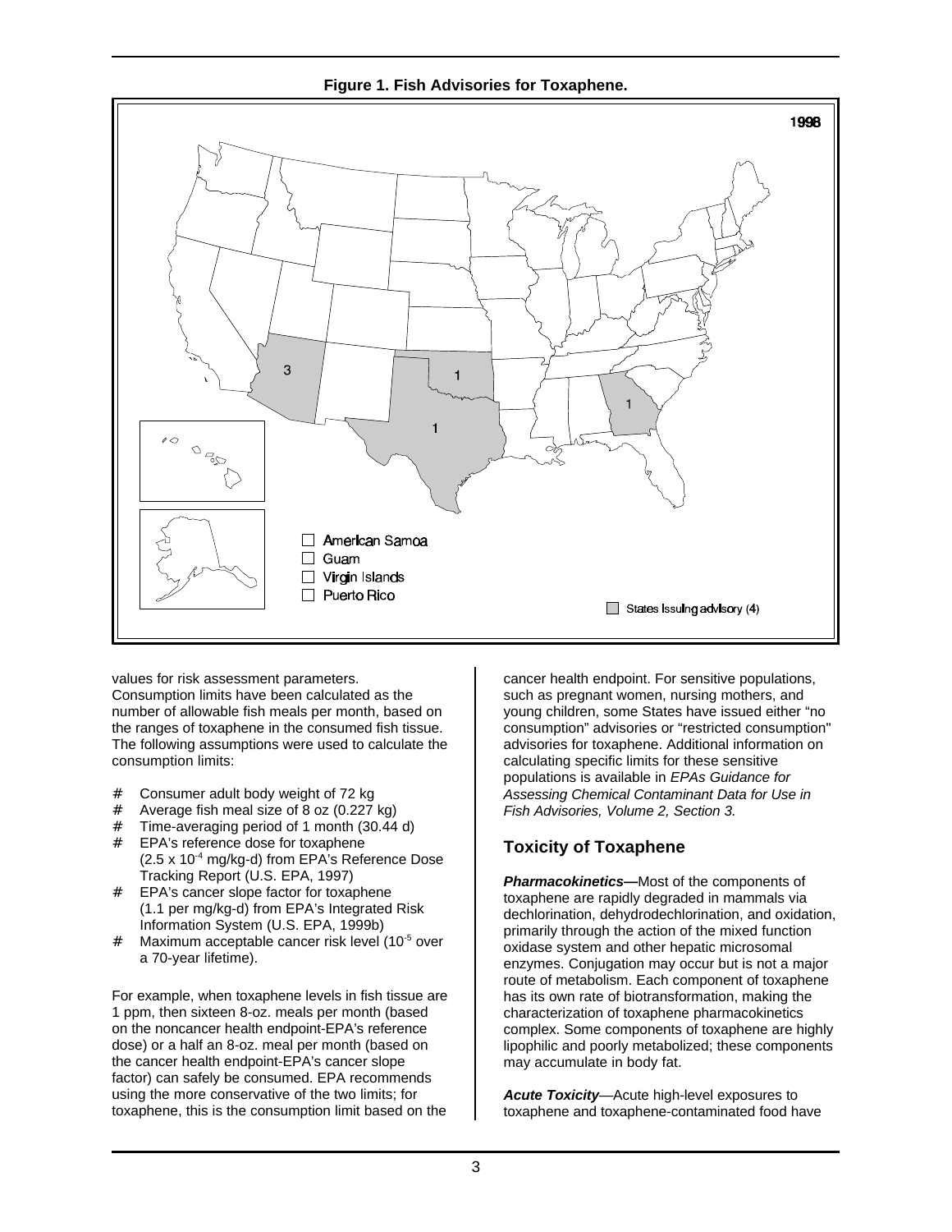**Figure 1. Fish Advisories for Toxaphene.**

values for risk assessment parameters. Consumption limits have been calculated as the number of allowable fish meals per month, based on the ranges of toxaphene in the consumed fish tissue. The following assumptions were used to calculate the consumption limits:

- Consumer adult body weight of 72 kg
- Average fish meal size of 8 oz (0.227 kg)
- Time-averaging period of 1 month (30.44 d)
- EPA's reference dose for toxaphene ($2.5 \times 10^{-4}$ mg/kg-d) from EPA's Reference Dose Tracking Report (U.S. EPA, 1997)
- EPA's cancer slope factor for toxaphene (1.1 per mg/kg-d) from EPA's Integrated Risk Information System (U.S. EPA, 1999b)
- Maximum acceptable cancer risk level ($10^{-5}$ over a 70-year lifetime).

For example, when toxaphene levels in fish tissue are 1 ppm, then sixteen 8-oz. meals per month (based on the noncancer health endpoint-EPA's reference dose) or a half an 8-oz. meal per month (based on the cancer health endpoint-EPA's cancer slope factor) can safely be consumed. EPA recommends using the more conservative of the two limits; for toxaphene, this is the consumption limit based on the cancer health endpoint. For sensitive populations, such as pregnant women, nursing mothers, and young children, some States have issued either "no consumption" advisories or "restricted consumption" advisories for toxaphene. Additional information on calculating specific limits for these sensitive populations is available in *EPAs Guidance for Assessing Chemical Contaminant Data for Use in Fish Advisories, Volume 2, Section 3.*

## Toxicity of Toxaphene

***Pharmacokinetics—***Most of the components of toxaphene are rapidly degraded in mammals via dechlorination, dehydrodechlorination, and oxidation, primarily through the action of the mixed function oxidase system and other hepatic microsomal enzymes. Conjugation may occur but is not a major route of metabolism. Each component of toxaphene has its own rate of biotransformation, making the characterization of toxaphene pharmacokinetics complex. Some components of toxaphene are highly lipophilic and poorly metabolized; these components may accumulate in body fat.

***Acute Toxicity***—Acute high-level exposures to toxaphene and toxaphene-contaminated food have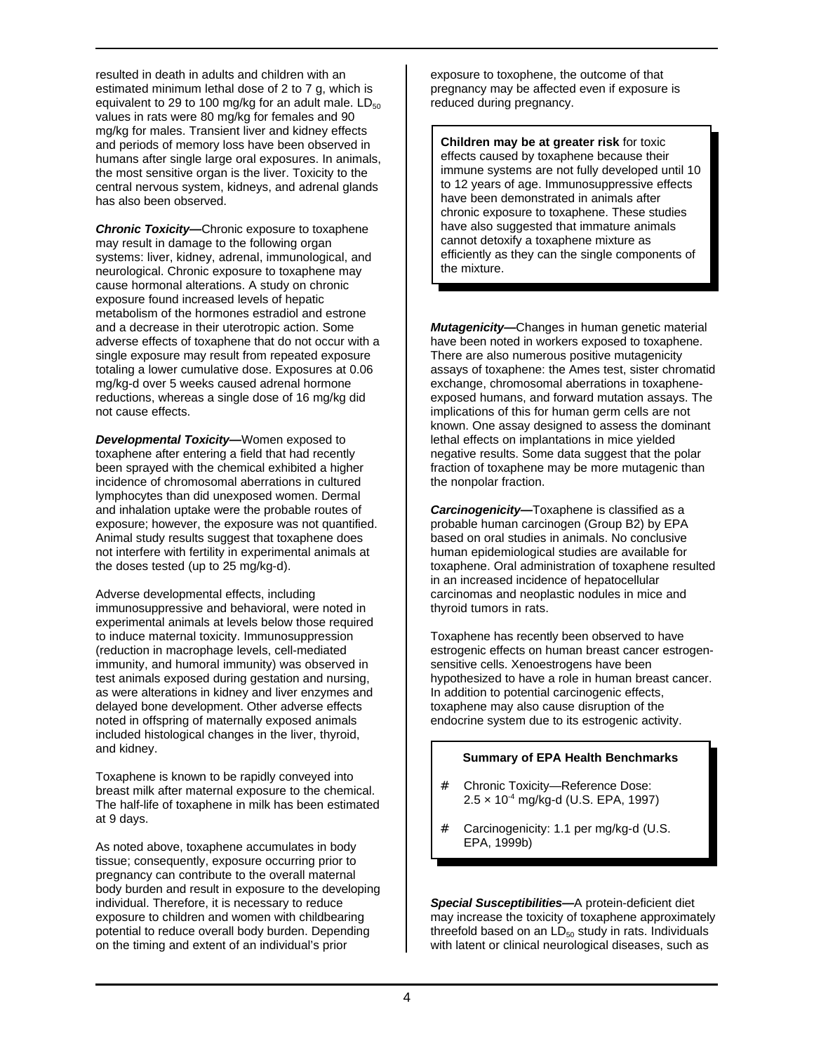resulted in death in adults and children with an estimated minimum lethal dose of 2 to 7 g, which is equivalent to 29 to 100 mg/kg for an adult male. $LD_{50}$ values in rats were 80 mg/kg for females and 90 mg/kg for males. Transient liver and kidney effects and periods of memory loss have been observed in humans after single large oral exposures. In animals, the most sensitive organ is the liver. Toxicity to the central nervous system, kidneys, and adrenal glands has also been observed.

***Chronic Toxicity—***Chronic exposure to toxaphene may result in damage to the following organ systems: liver, kidney, adrenal, immunological, and neurological. Chronic exposure to toxaphene may cause hormonal alterations. A study on chronic exposure found increased levels of hepatic metabolism of the hormones estradiol and estrone and a decrease in their uterotropic action. Some adverse effects of toxaphene that do not occur with a single exposure may result from repeated exposure totaling a lower cumulative dose. Exposures at 0.06 mg/kg-d over 5 weeks caused adrenal hormone reductions, whereas a single dose of 16 mg/kg did not cause effects.

***Developmental Toxicity—***Women exposed to toxaphene after entering a field that had recently been sprayed with the chemical exhibited a higher incidence of chromosomal aberrations in cultured lymphocytes than did unexposed women. Dermal and inhalation uptake were the probable routes of exposure; however, the exposure was not quantified. Animal study results suggest that toxaphene does not interfere with fertility in experimental animals at the doses tested (up to 25 mg/kg-d).

Adverse developmental effects, including immunosuppressive and behavioral, were noted in experimental animals at levels below those required to induce maternal toxicity. Immunosuppression (reduction in macrophage levels, cell-mediated immunity, and humoral immunity) was observed in test animals exposed during gestation and nursing, as were alterations in kidney and liver enzymes and delayed bone development. Other adverse effects noted in offspring of maternally exposed animals included histological changes in the liver, thyroid, and kidney.

Toxaphene is known to be rapidly conveyed into breast milk after maternal exposure to the chemical. The half-life of toxaphene in milk has been estimated at 9 days.

As noted above, toxaphene accumulates in body tissue; consequently, exposure occurring prior to pregnancy can contribute to the overall maternal body burden and result in exposure to the developing individual. Therefore, it is necessary to reduce exposure to children and women with childbearing potential to reduce overall body burden. Depending on the timing and extent of an individual's prior exposure to toxophene, the outcome of that pregnancy may be affected even if exposure is reduced during pregnancy.

> **Children may be at greater risk** for toxic effects caused by toxaphene because their immune systems are not fully developed until 10 to 12 years of age. Immunosuppressive effects have been demonstrated in animals after chronic exposure to toxaphene. These studies have also suggested that immature animals cannot detoxify a toxaphene mixture as efficiently as they can the single components of the mixture.

***Mutagenicity—***Changes in human genetic material have been noted in workers exposed to toxaphene. There are also numerous positive mutagenicity assays of toxaphene: the Ames test, sister chromatid exchange, chromosomal aberrations in toxaphene-exposed humans, and forward mutation assays. The implications of this for human germ cells are not known. One assay designed to assess the dominant lethal effects on implantations in mice yielded negative results. Some data suggest that the polar fraction of toxaphene may be more mutagenic than the nonpolar fraction.

***Carcinogenicity—***Toxaphene is classified as a probable human carcinogen (Group B2) by EPA based on oral studies in animals. No conclusive human epidemiological studies are available for toxaphene. Oral administration of toxaphene resulted in an increased incidence of hepatocellular carcinomas and neoplastic nodules in mice and thyroid tumors in rats.

Toxaphene has recently been observed to have estrogenic effects on human breast cancer estrogen-sensitive cells. Xenoestrogens have been hypothesized to have a role in human breast cancer. In addition to potential carcinogenic effects, toxaphene may also cause disruption of the endocrine system due to its estrogenic activity.

> **Summary of EPA Health Benchmarks**
>
> - Chronic Toxicity—Reference Dose: $2.5 \times 10^{-4}$ mg/kg-d (U.S. EPA, 1997)
> - Carcinogenicity: 1.1 per mg/kg-d (U.S. EPA, 1999b)

***Special Susceptibilities—***A protein-deficient diet may increase the toxicity of toxaphene approximately threefold based on an $LD_{50}$ study in rats. Individuals with latent or clinical neurological diseases, such as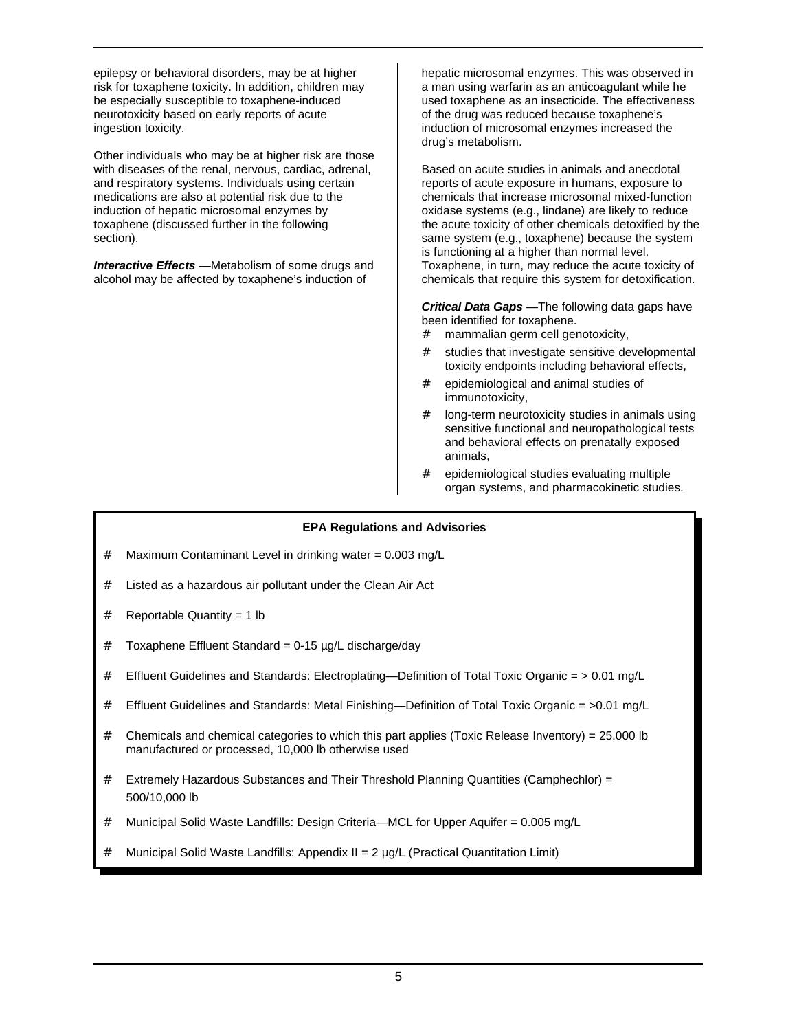epilepsy or behavioral disorders, may be at higher risk for toxaphene toxicity. In addition, children may be especially susceptible to toxaphene-induced neurotoxicity based on early reports of acute ingestion toxicity.

Other individuals who may be at higher risk are those with diseases of the renal, nervous, cardiac, adrenal, and respiratory systems. Individuals using certain medications are also at potential risk due to the induction of hepatic microsomal enzymes by toxaphene (discussed further in the following section).

***Interactive Effects*** —Metabolism of some drugs and alcohol may be affected by toxaphene's induction of hepatic microsomal enzymes. This was observed in a man using warfarin as an anticoagulant while he used toxaphene as an insecticide. The effectiveness of the drug was reduced because toxaphene's induction of microsomal enzymes increased the drug's metabolism.

Based on acute studies in animals and anecdotal reports of acute exposure in humans, exposure to chemicals that increase microsomal mixed-function oxidase systems (e.g., lindane) are likely to reduce the acute toxicity of other chemicals detoxified by the same system (e.g., toxaphene) because the system is functioning at a higher than normal level. Toxaphene, in turn, may reduce the acute toxicity of chemicals that require this system for detoxification.

***Critical Data Gaps*** —The following data gaps have been identified for toxaphene.

- mammalian germ cell genotoxicity,
- studies that investigate sensitive developmental toxicity endpoints including behavioral effects,
- epidemiological and animal studies of immunotoxicity,
- long-term neurotoxicity studies in animals using sensitive functional and neuropathological tests and behavioral effects on prenatally exposed animals,
- epidemiological studies evaluating multiple organ systems, and pharmacokinetic studies.

**EPA Regulations and Advisories**

- Maximum Contaminant Level in drinking water = 0.003 mg/L
- Listed as a hazardous air pollutant under the Clean Air Act
- Reportable Quantity = 1 lb
- Toxaphene Effluent Standard = 0-15 µg/L discharge/day
- Effluent Guidelines and Standards: Electroplating—Definition of Total Toxic Organic = > 0.01 mg/L
- Effluent Guidelines and Standards: Metal Finishing—Definition of Total Toxic Organic = >0.01 mg/L
- Chemicals and chemical categories to which this part applies (Toxic Release Inventory) = 25,000 lb manufactured or processed, 10,000 lb otherwise used
- Extremely Hazardous Substances and Their Threshold Planning Quantities (Camphechlor) = 500/10,000 lb
- Municipal Solid Waste Landfills: Design Criteria—MCL for Upper Aquifer = 0.005 mg/L
- Municipal Solid Waste Landfills: Appendix II = 2 µg/L (Practical Quantitation Limit)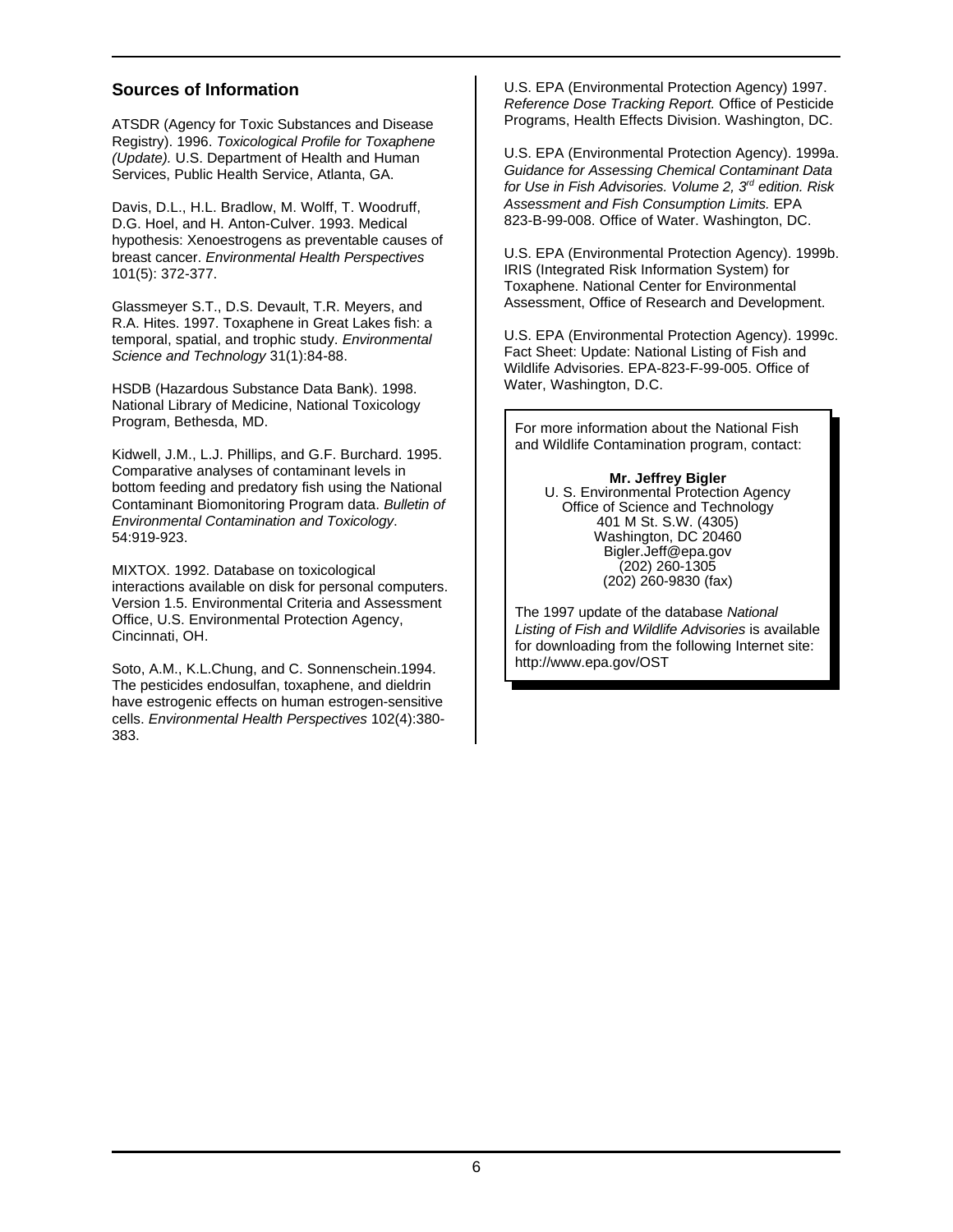## Sources of Information

ATSDR (Agency for Toxic Substances and Disease Registry). 1996. *Toxicological Profile for Toxaphene (Update).* U.S. Department of Health and Human Services, Public Health Service, Atlanta, GA.

Davis, D.L., H.L. Bradlow, M. Wolff, T. Woodruff, D.G. Hoel, and H. Anton-Culver. 1993. Medical hypothesis: Xenoestrogens as preventable causes of breast cancer. *Environmental Health Perspectives* 101(5): 372-377.

Glassmeyer S.T., D.S. Devault, T.R. Meyers, and R.A. Hites. 1997. Toxaphene in Great Lakes fish: a temporal, spatial, and trophic study. *Environmental Science and Technology* 31(1):84-88.

HSDB (Hazardous Substance Data Bank). 1998. National Library of Medicine, National Toxicology Program, Bethesda, MD.

Kidwell, J.M., L.J. Phillips, and G.F. Burchard. 1995. Comparative analyses of contaminant levels in bottom feeding and predatory fish using the National Contaminant Biomonitoring Program data. *Bulletin of Environmental Contamination and Toxicology*. 54:919-923.

MIXTOX. 1992. Database on toxicological interactions available on disk for personal computers. Version 1.5. Environmental Criteria and Assessment Office, U.S. Environmental Protection Agency, Cincinnati, OH.

Soto, A.M., K.L.Chung, and C. Sonnenschein.1994. The pesticides endosulfan, toxaphene, and dieldrin have estrogenic effects on human estrogen-sensitive cells. *Environmental Health Perspectives* 102(4):380-383.

U.S. EPA (Environmental Protection Agency) 1997. *Reference Dose Tracking Report.* Office of Pesticide Programs, Health Effects Division. Washington, DC.

U.S. EPA (Environmental Protection Agency). 1999a. *Guidance for Assessing Chemical Contaminant Data for Use in Fish Advisories. Volume 2, 3rd edition. Risk Assessment and Fish Consumption Limits.* EPA 823-B-99-008. Office of Water. Washington, DC.

U.S. EPA (Environmental Protection Agency). 1999b. IRIS (Integrated Risk Information System) for Toxaphene. National Center for Environmental Assessment, Office of Research and Development.

U.S. EPA (Environmental Protection Agency). 1999c. Fact Sheet: Update: National Listing of Fish and Wildlife Advisories. EPA-823-F-99-005. Office of Water, Washington, D.C.

For more information about the National Fish and Wildlife Contamination program, contact:

**Mr. Jeffrey Bigler**
U. S. Environmental Protection Agency
Office of Science and Technology
401 M St. S.W. (4305)
Washington, DC 20460
Bigler.Jeff@epa.gov
(202) 260-1305
(202) 260-9830 (fax)

The 1997 update of the database *National Listing of Fish and Wildlife Advisories* is available for downloading from the following Internet site: http://www.epa.gov/OST